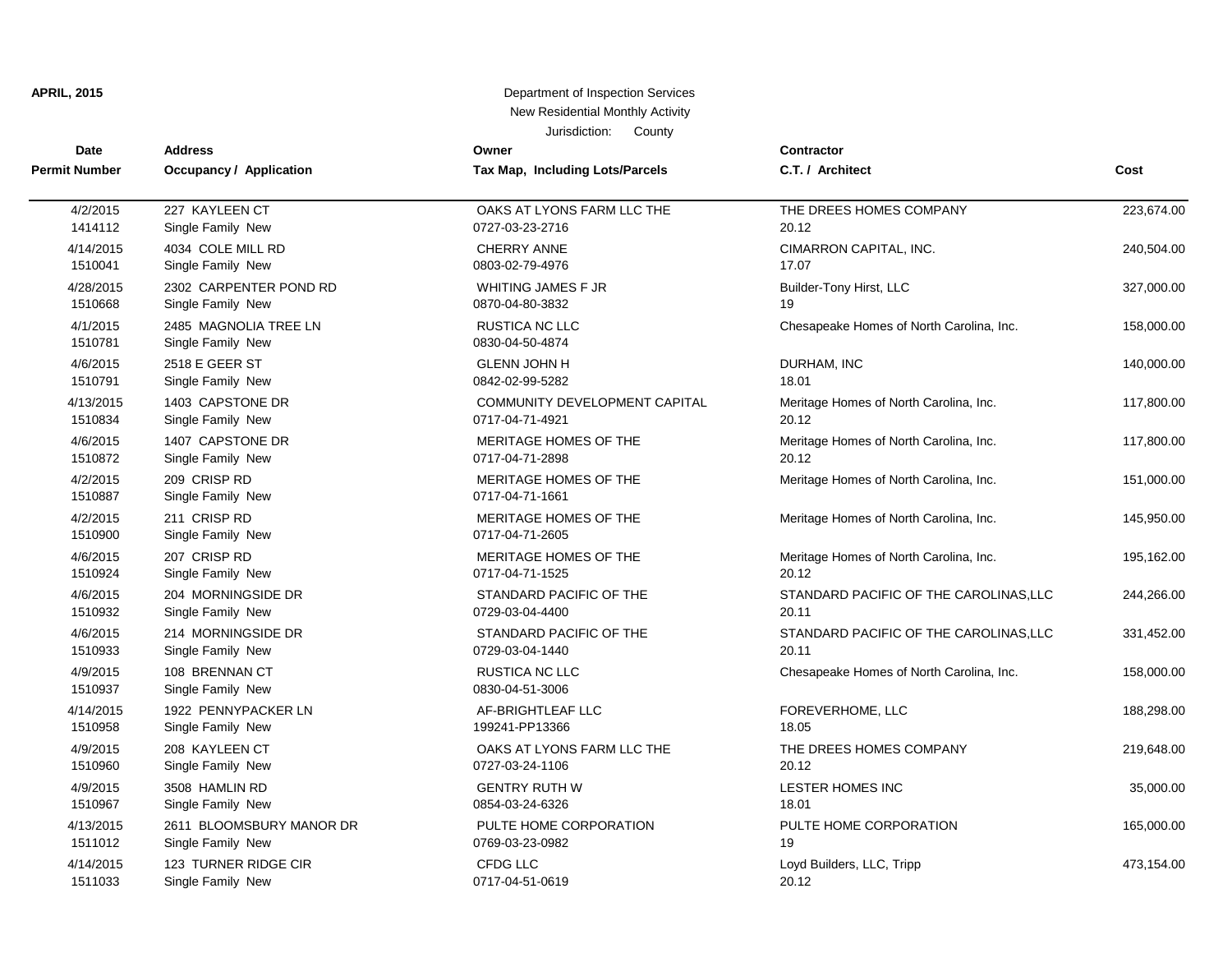**APRIL, 2015**

Department of Inspection Services
New Residential Monthly Activity
Jurisdiction: County

| Date<br>Permit Number | Address<br>Occupancy / Application | Owner<br>Tax Map, Including Lots/Parcels | Contractor<br>C.T. / Architect | Cost |
|---|---|---|---|---|
| 4/2/2015<br>1414112 | 227 KAYLEEN CT<br>Single Family New | OAKS AT LYONS FARM LLC THE<br>0727-03-23-2716 | THE DREES HOMES COMPANY<br>20.12 | 223,674.00 |
| 4/14/2015<br>1510041 | 4034 COLE MILL RD<br>Single Family New | CHERRY ANNE<br>0803-02-79-4976 | CIMARRON CAPITAL, INC.<br>17.07 | 240,504.00 |
| 4/28/2015<br>1510668 | 2302 CARPENTER POND RD<br>Single Family New | WHITING JAMES F JR<br>0870-04-80-3832 | Builder-Tony Hirst, LLC<br>19 | 327,000.00 |
| 4/1/2015<br>1510781 | 2485 MAGNOLIA TREE LN<br>Single Family New | RUSTICA NC LLC<br>0830-04-50-4874 | Chesapeake Homes of North Carolina, Inc. | 158,000.00 |
| 4/6/2015<br>1510791 | 2518 E GEER ST<br>Single Family New | GLENN JOHN H<br>0842-02-99-5282 | DURHAM, INC<br>18.01 | 140,000.00 |
| 4/13/2015<br>1510834 | 1403 CAPSTONE DR<br>Single Family New | COMMUNITY DEVELOPMENT CAPITAL<br>0717-04-71-4921 | Meritage Homes of North Carolina, Inc.<br>20.12 | 117,800.00 |
| 4/6/2015<br>1510872 | 1407 CAPSTONE DR<br>Single Family New | MERITAGE HOMES OF THE<br>0717-04-71-2898 | Meritage Homes of North Carolina, Inc.<br>20.12 | 117,800.00 |
| 4/2/2015<br>1510887 | 209 CRISP RD<br>Single Family New | MERITAGE HOMES OF THE<br>0717-04-71-1661 | Meritage Homes of North Carolina, Inc. | 151,000.00 |
| 4/2/2015<br>1510900 | 211 CRISP RD<br>Single Family New | MERITAGE HOMES OF THE<br>0717-04-71-2605 | Meritage Homes of North Carolina, Inc. | 145,950.00 |
| 4/6/2015<br>1510924 | 207 CRISP RD<br>Single Family New | MERITAGE HOMES OF THE<br>0717-04-71-1525 | Meritage Homes of North Carolina, Inc.<br>20.12 | 195,162.00 |
| 4/6/2015<br>1510932 | 204 MORNINGSIDE DR<br>Single Family New | STANDARD PACIFIC OF THE<br>0729-03-04-4400 | STANDARD PACIFIC OF THE CAROLINAS,LLC<br>20.11 | 244,266.00 |
| 4/6/2015<br>1510933 | 214 MORNINGSIDE DR<br>Single Family New | STANDARD PACIFIC OF THE<br>0729-03-04-1440 | STANDARD PACIFIC OF THE CAROLINAS,LLC<br>20.11 | 331,452.00 |
| 4/9/2015<br>1510937 | 108 BRENNAN CT<br>Single Family New | RUSTICA NC LLC<br>0830-04-51-3006 | Chesapeake Homes of North Carolina, Inc. | 158,000.00 |
| 4/14/2015<br>1510958 | 1922 PENNYPACKER LN<br>Single Family New | AF-BRIGHTLEAF LLC<br>199241-PP13366 | FOREVERHOME, LLC<br>18.05 | 188,298.00 |
| 4/9/2015<br>1510960 | 208 KAYLEEN CT<br>Single Family New | OAKS AT LYONS FARM LLC THE<br>0727-03-24-1106 | THE DREES HOMES COMPANY<br>20.12 | 219,648.00 |
| 4/9/2015<br>1510967 | 3508 HAMLIN RD<br>Single Family New | GENTRY RUTH W<br>0854-03-24-6326 | LESTER HOMES INC<br>18.01 | 35,000.00 |
| 4/13/2015<br>1511012 | 2611 BLOOMSBURY MANOR DR<br>Single Family New | PULTE HOME CORPORATION<br>0769-03-23-0982 | PULTE HOME CORPORATION<br>19 | 165,000.00 |
| 4/14/2015<br>1511033 | 123 TURNER RIDGE CIR<br>Single Family New | CFDG LLC<br>0717-04-51-0619 | Loyd Builders, LLC, Tripp<br>20.12 | 473,154.00 |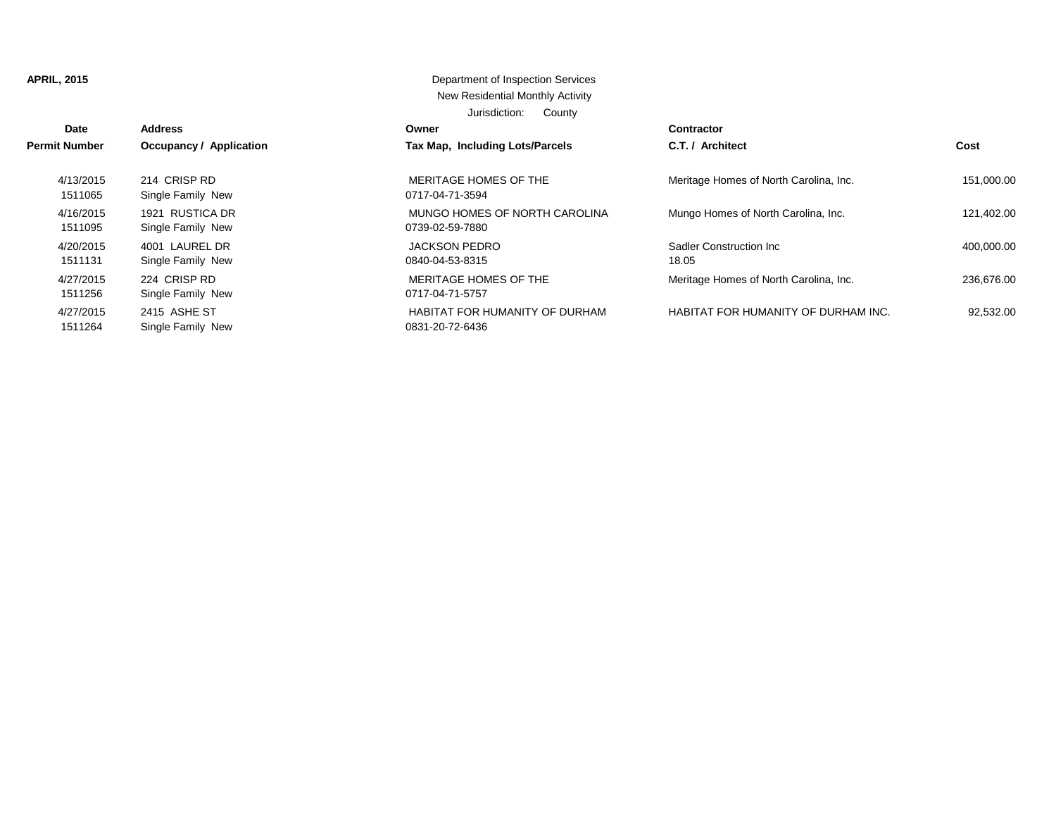**APRIL, 2015**

Department of Inspection Services
New Residential Monthly Activity
Jurisdiction: County

| Date<br>Permit Number | Address<br>Occupancy / Application | Owner<br>Tax Map, Including Lots/Parcels | Contractor<br>C.T. / Architect | Cost |
|---|---|---|---|---|
| 4/13/2015<br>1511065 | 214 CRISP RD<br>Single Family New | MERITAGE HOMES OF THE<br>0717-04-71-3594 | Meritage Homes of North Carolina, Inc. | 151,000.00 |
| 4/16/2015<br>1511095 | 1921 RUSTICA DR<br>Single Family New | MUNGO HOMES OF NORTH CAROLINA<br>0739-02-59-7880 | Mungo Homes of North Carolina, Inc. | 121,402.00 |
| 4/20/2015<br>1511131 | 4001 LAUREL DR<br>Single Family New | JACKSON PEDRO<br>0840-04-53-8315 | Sadler Construction Inc<br>18.05 | 400,000.00 |
| 4/27/2015<br>1511256 | 224 CRISP RD<br>Single Family New | MERITAGE HOMES OF THE<br>0717-04-71-5757 | Meritage Homes of North Carolina, Inc. | 236,676.00 |
| 4/27/2015<br>1511264 | 2415 ASHE ST<br>Single Family New | HABITAT FOR HUMANITY OF DURHAM<br>0831-20-72-6436 | HABITAT FOR HUMANITY OF DURHAM INC. | 92,532.00 |